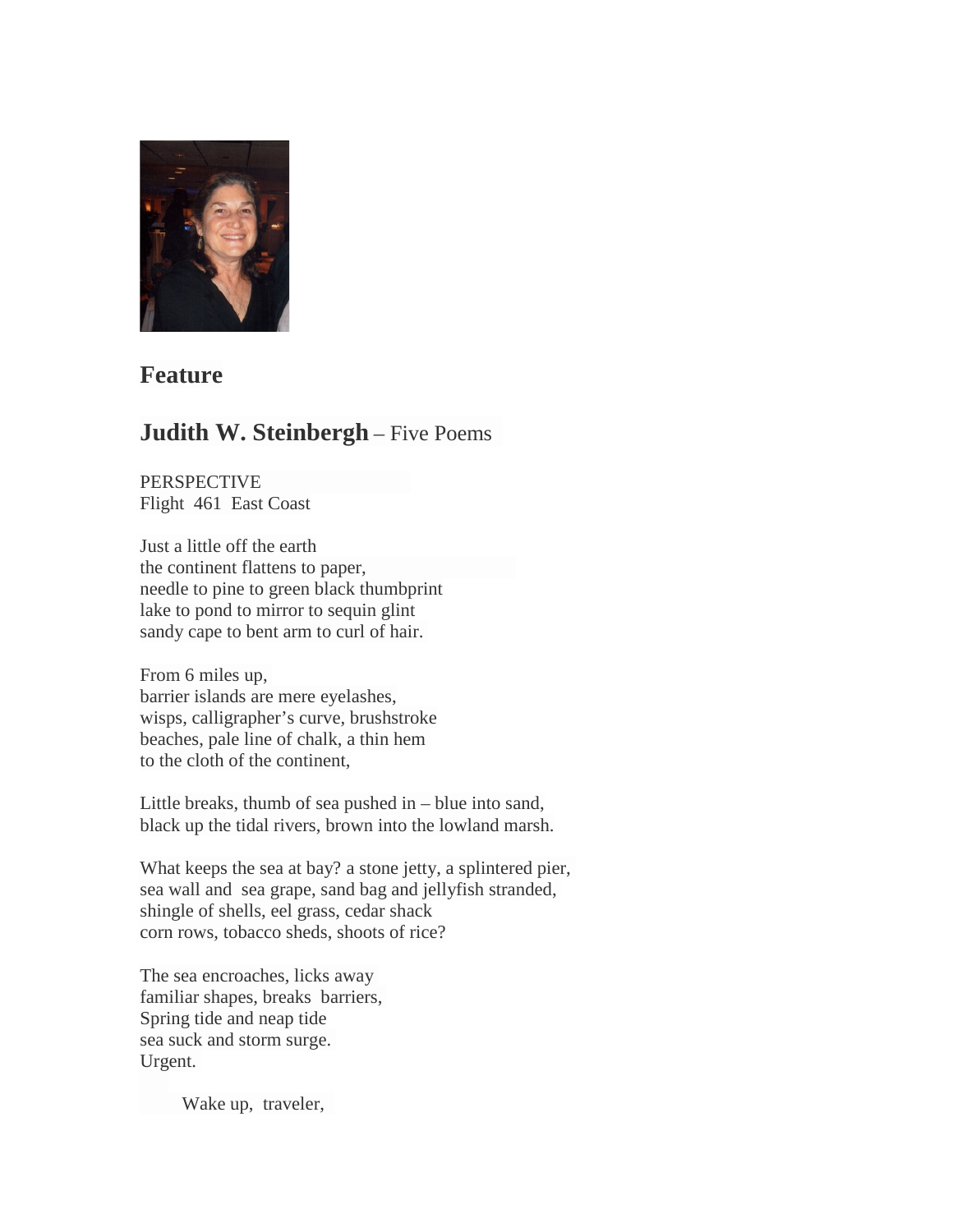## Feature

## **Judith W. Steinbergh** – Five Poems

PERSPECTIVE
Flight 461 East Coast

Just a little off the earth
the continent flattens to paper,
needle to pine to green black thumbprint
lake to pond to mirror to sequin glint
sandy cape to bent arm to curl of hair.

From 6 miles up,
barrier islands are mere eyelashes,
wisps, calligrapher's curve, brushstroke
beaches, pale line of chalk, a thin hem
to the cloth of the continent,

Little breaks, thumb of sea pushed in – blue into sand,
black up the tidal rivers, brown into the lowland marsh.

What keeps the sea at bay? a stone jetty, a splintered pier,
sea wall and sea grape, sand bag and jellyfish stranded,
shingle of shells, eel grass, cedar shack
corn rows, tobacco sheds, shoots of rice?

The sea encroaches, licks away
familiar shapes, breaks barriers,
Spring tide and neap tide
sea suck and storm surge.
Urgent.

    Wake up, traveler,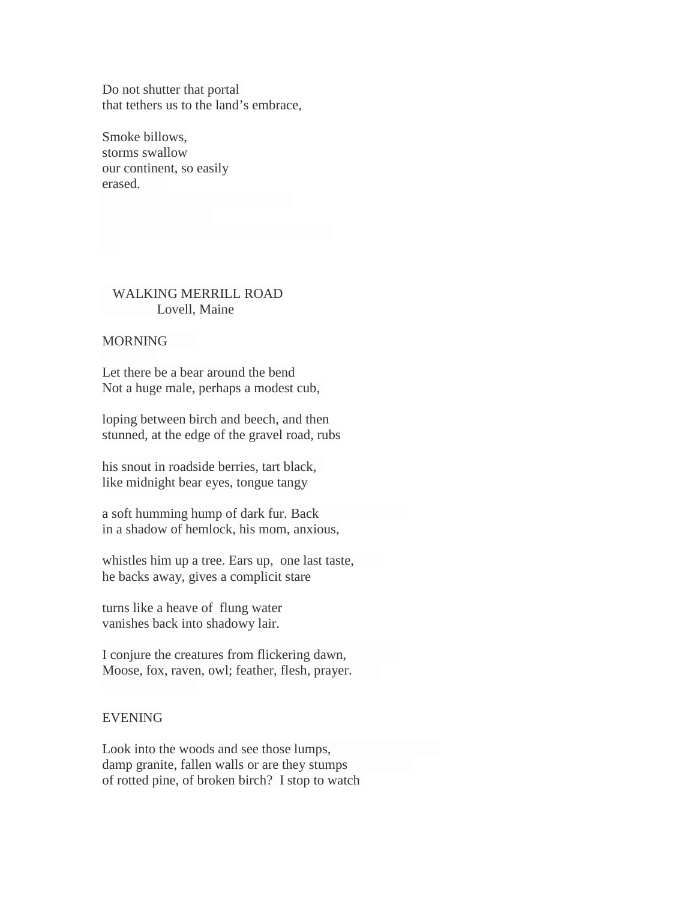Do not shutter that portal  
that tethers us to the land’s embrace,

Smoke billows,  
storms swallow  
our continent, so easily  
erased.

## WALKING MERRILL ROAD

Lovell, Maine

### MORNING

Let there be a bear around the bend  
Not a huge male, perhaps a modest cub,

loping between birch and beech, and then  
stunned, at the edge of the gravel road, rubs

his snout in roadside berries, tart black,  
like midnight bear eyes, tongue tangy

a soft humming hump of dark fur. Back  
in a shadow of hemlock, his mom, anxious,

whistles him up a tree. Ears up, one last taste,  
he backs away, gives a complicit stare

turns like a heave of flung water  
vanishes back into shadowy lair.

I conjure the creatures from flickering dawn,  
Moose, fox, raven, owl; feather, flesh, prayer.

### EVENING

Look into the woods and see those lumps,  
damp granite, fallen walls or are they stumps  
of rotted pine, of broken birch? I stop to watch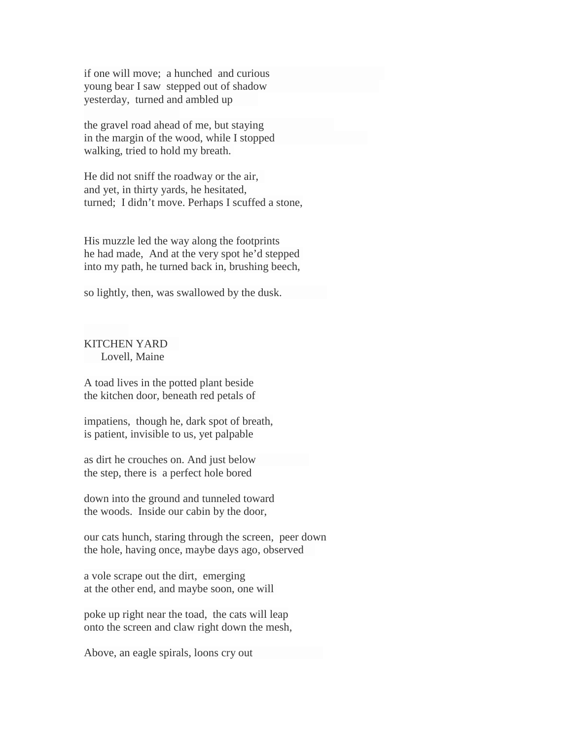if one will move;  a hunched  and curious
young bear I saw  stepped out of shadow
yesterday,  turned and ambled up

the gravel road ahead of me, but staying
in the margin of the wood, while I stopped
walking, tried to hold my breath.

He did not sniff the roadway or the air,
and yet, in thirty yards, he hesitated,
turned;  I didn't move. Perhaps I scuffed a stone,

His muzzle led the way along the footprints
he had made,  And at the very spot he'd stepped
into my path, he turned back in, brushing beech,

so lightly, then, was swallowed by the dusk.

KITCHEN YARD
   Lovell, Maine

A toad lives in the potted plant beside
the kitchen door, beneath red petals of

impatiens,  though he, dark spot of breath,
is patient, invisible to us, yet palpable

as dirt he crouches on. And just below
the step, there is  a perfect hole bored

down into the ground and tunneled toward
the woods.  Inside our cabin by the door,

our cats hunch, staring through the screen,  peer down
the hole, having once, maybe days ago, observed

a vole scrape out the dirt,  emerging
at the other end, and maybe soon, one will

poke up right near the toad,  the cats will leap
onto the screen and claw right down the mesh,

Above, an eagle spirals, loons cry out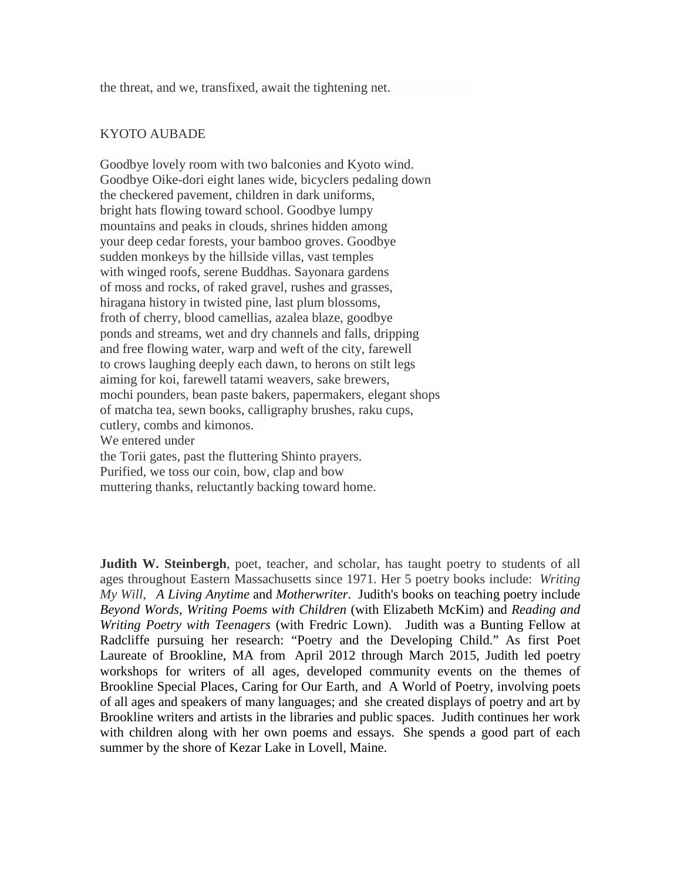the threat, and we, transfixed, await the tightening net.

KYOTO AUBADE

Goodbye lovely room with two balconies and Kyoto wind.  
Goodbye Oike-dori eight lanes wide, bicyclers pedaling down  
the checkered pavement, children in dark uniforms,  
bright hats flowing toward school. Goodbye lumpy  
mountains and peaks in clouds, shrines hidden among  
your deep cedar forests, your bamboo groves. Goodbye  
sudden monkeys by the hillside villas, vast temples  
with winged roofs, serene Buddhas. Sayonara gardens  
of moss and rocks, of raked gravel, rushes and grasses,  
hiragana history in twisted pine, last plum blossoms,  
froth of cherry, blood camellias, azalea blaze, goodbye  
ponds and streams, wet and dry channels and falls, dripping  
and free flowing water, warp and weft of the city, farewell  
to crows laughing deeply each dawn, to herons on stilt legs  
aiming for koi, farewell tatami weavers, sake brewers,  
mochi pounders, bean paste bakers, papermakers, elegant shops  
of matcha tea, sewn books, calligraphy brushes, raku cups,  
cutlery, combs and kimonos.  
We entered under  
the Torii gates, past the fluttering Shinto prayers.  
Purified, we toss our coin, bow, clap and bow  
muttering thanks, reluctantly backing toward home.

**Judith W. Steinbergh**, poet, teacher, and scholar, has taught poetry to students of all ages throughout Eastern Massachusetts since 1971. Her 5 poetry books include: *Writing My Will*, *A Living Anytime* and *Motherwriter*. Judith's books on teaching poetry include *Beyond Words, Writing Poems with Children* (with Elizabeth McKim) and *Reading and Writing Poetry with Teenagers* (with Fredric Lown). Judith was a Bunting Fellow at Radcliffe pursuing her research: "Poetry and the Developing Child." As first Poet Laureate of Brookline, MA from April 2012 through March 2015, Judith led poetry workshops for writers of all ages, developed community events on the themes of Brookline Special Places, Caring for Our Earth, and A World of Poetry, involving poets of all ages and speakers of many languages; and she created displays of poetry and art by Brookline writers and artists in the libraries and public spaces. Judith continues her work with children along with her own poems and essays. She spends a good part of each summer by the shore of Kezar Lake in Lovell, Maine.